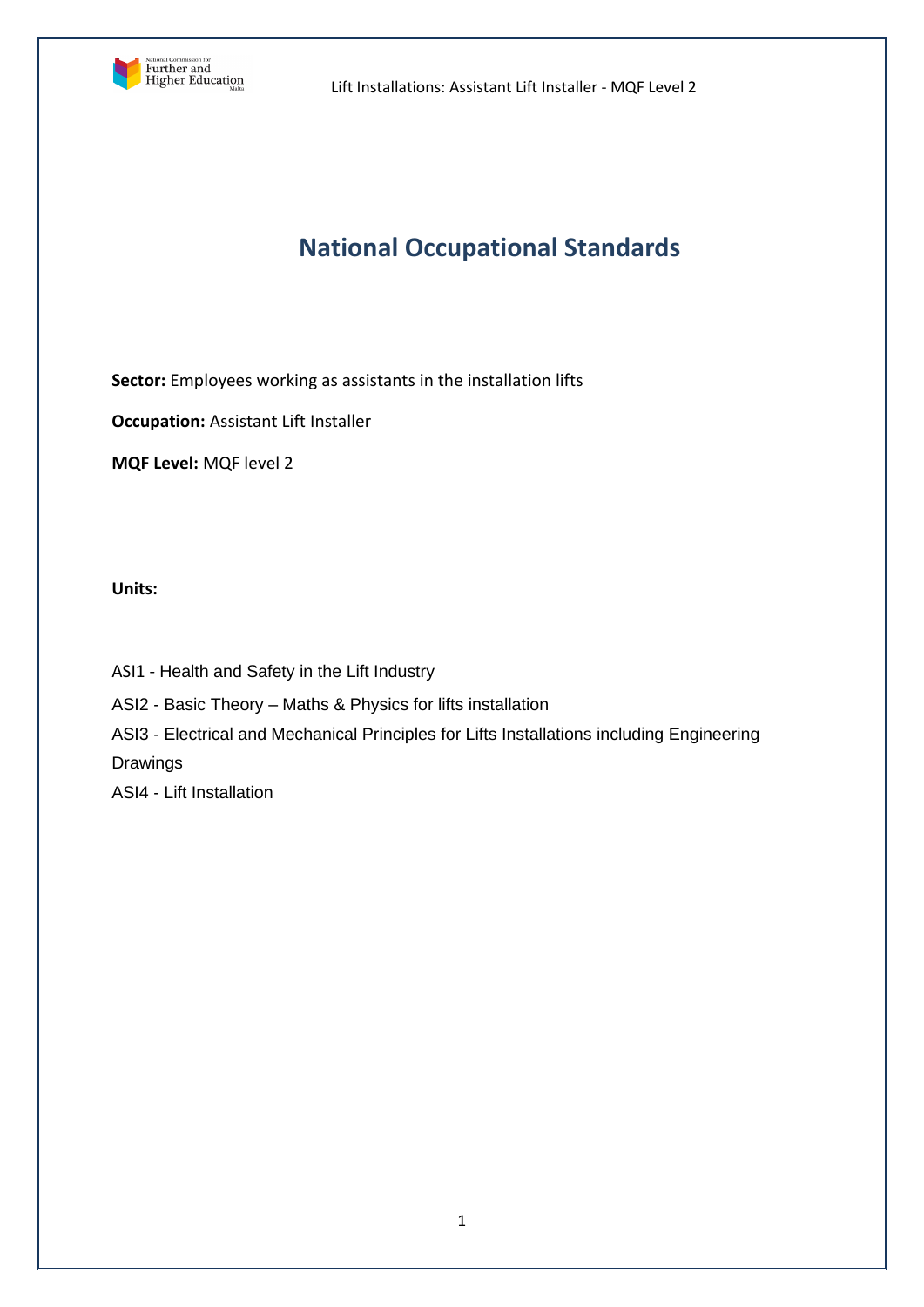# National Occupational Standards

**Sector:** Employees working as assistants in the installation lifts

**Occupation:** Assistant Lift Installer

**MQF Level:** MQF level 2

**Units:**

ASI1 - Health and Safety in the Lift Industry

ASI2 - Basic Theory – Maths & Physics for lifts installation

ASI3 - Electrical and Mechanical Principles for Lifts Installations including Engineering Drawings

ASI4 - Lift Installation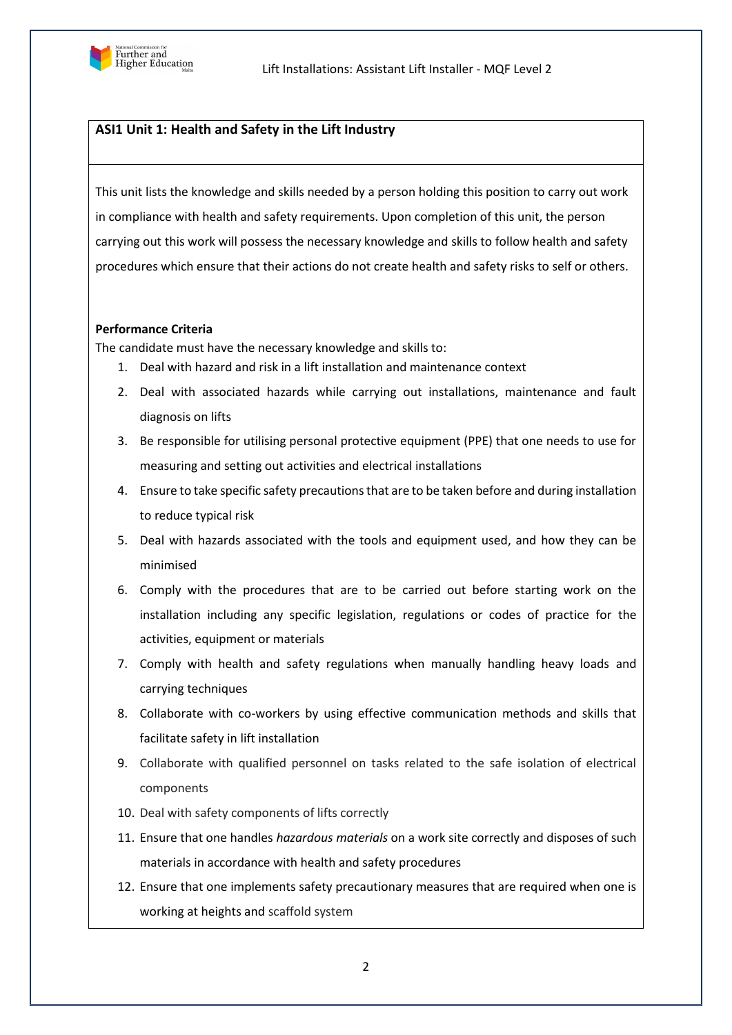## ASI1 Unit 1: Health and Safety in the Lift Industry

This unit lists the knowledge and skills needed by a person holding this position to carry out work in compliance with health and safety requirements. Upon completion of this unit, the person carrying out this work will possess the necessary knowledge and skills to follow health and safety procedures which ensure that their actions do not create health and safety risks to self or others.

**Performance Criteria**

The candidate must have the necessary knowledge and skills to:

1. Deal with hazard and risk in a lift installation and maintenance context
2. Deal with associated hazards while carrying out installations, maintenance and fault diagnosis on lifts
3. Be responsible for utilising personal protective equipment (PPE) that one needs to use for measuring and setting out activities and electrical installations
4. Ensure to take specific safety precautions that are to be taken before and during installation to reduce typical risk
5. Deal with hazards associated with the tools and equipment used, and how they can be minimised
6. Comply with the procedures that are to be carried out before starting work on the installation including any specific legislation, regulations or codes of practice for the activities, equipment or materials
7. Comply with health and safety regulations when manually handling heavy loads and carrying techniques
8. Collaborate with co-workers by using effective communication methods and skills that facilitate safety in lift installation
9. Collaborate with qualified personnel on tasks related to the safe isolation of electrical components
10. Deal with safety components of lifts correctly
11. Ensure that one handles *hazardous materials* on a work site correctly and disposes of such materials in accordance with health and safety procedures
12. Ensure that one implements safety precautionary measures that are required when one is working at heights and scaffold system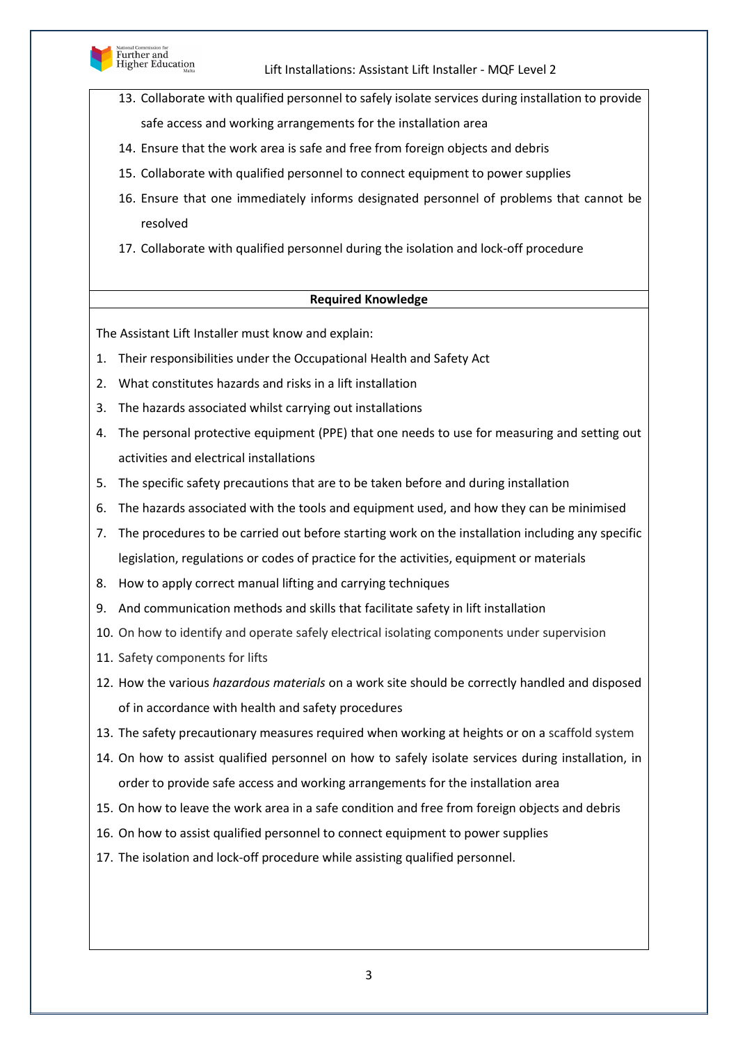13. Collaborate with qualified personnel to safely isolate services during installation to provide safe access and working arrangements for the installation area
14. Ensure that the work area is safe and free from foreign objects and debris
15. Collaborate with qualified personnel to connect equipment to power supplies
16. Ensure that one immediately informs designated personnel of problems that cannot be resolved
17. Collaborate with qualified personnel during the isolation and lock-off procedure

**Required Knowledge**

The Assistant Lift Installer must know and explain:

1. Their responsibilities under the Occupational Health and Safety Act
2. What constitutes hazards and risks in a lift installation
3. The hazards associated whilst carrying out installations
4. The personal protective equipment (PPE) that one needs to use for measuring and setting out activities and electrical installations
5. The specific safety precautions that are to be taken before and during installation
6. The hazards associated with the tools and equipment used, and how they can be minimised
7. The procedures to be carried out before starting work on the installation including any specific legislation, regulations or codes of practice for the activities, equipment or materials
8. How to apply correct manual lifting and carrying techniques
9. And communication methods and skills that facilitate safety in lift installation
10. On how to identify and operate safely electrical isolating components under supervision
11. Safety components for lifts
12. How the various *hazardous materials* on a work site should be correctly handled and disposed of in accordance with health and safety procedures
13. The safety precautionary measures required when working at heights or on a scaffold system
14. On how to assist qualified personnel on how to safely isolate services during installation, in order to provide safe access and working arrangements for the installation area
15. On how to leave the work area in a safe condition and free from foreign objects and debris
16. On how to assist qualified personnel to connect equipment to power supplies
17. The isolation and lock-off procedure while assisting qualified personnel.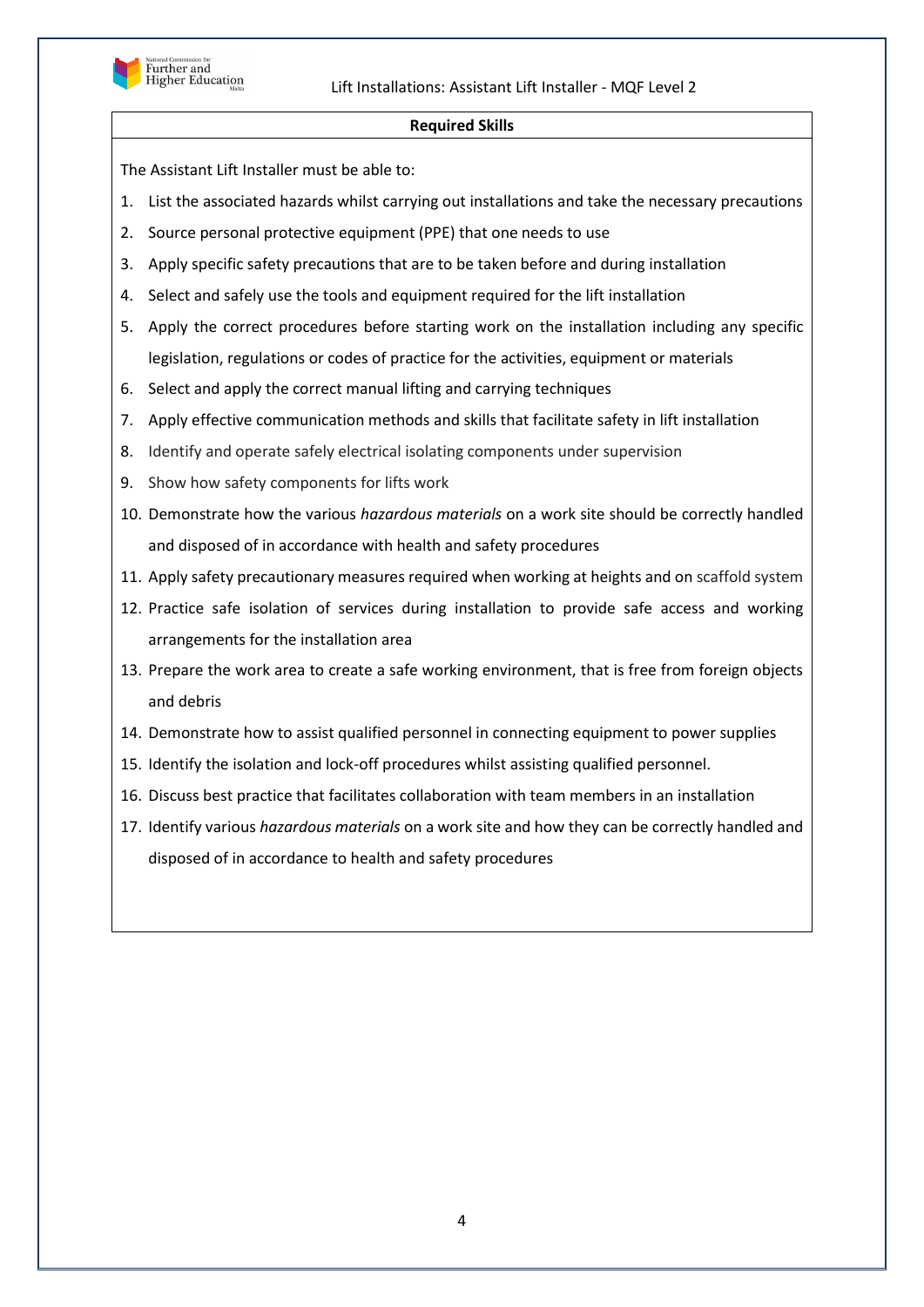**Required Skills**

The Assistant Lift Installer must be able to:

1. List the associated hazards whilst carrying out installations and take the necessary precautions
2. Source personal protective equipment (PPE) that one needs to use
3. Apply specific safety precautions that are to be taken before and during installation
4. Select and safely use the tools and equipment required for the lift installation
5. Apply the correct procedures before starting work on the installation including any specific legislation, regulations or codes of practice for the activities, equipment or materials
6. Select and apply the correct manual lifting and carrying techniques
7. Apply effective communication methods and skills that facilitate safety in lift installation
8. Identify and operate safely electrical isolating components under supervision
9. Show how safety components for lifts work
10. Demonstrate how the various *hazardous materials* on a work site should be correctly handled and disposed of in accordance with health and safety procedures
11. Apply safety precautionary measures required when working at heights and on scaffold system
12. Practice safe isolation of services during installation to provide safe access and working arrangements for the installation area
13. Prepare the work area to create a safe working environment, that is free from foreign objects and debris
14. Demonstrate how to assist qualified personnel in connecting equipment to power supplies
15. Identify the isolation and lock-off procedures whilst assisting qualified personnel.
16. Discuss best practice that facilitates collaboration with team members in an installation
17. Identify various *hazardous materials* on a work site and how they can be correctly handled and disposed of in accordance to health and safety procedures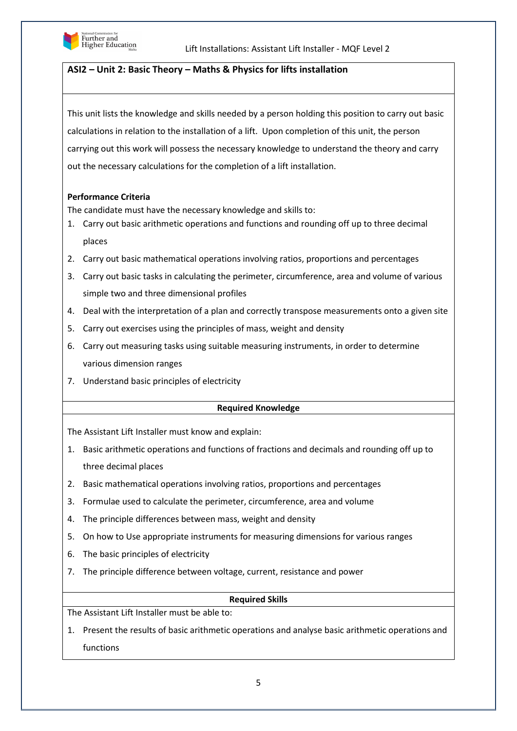## ASI2 – Unit 2: Basic Theory – Maths & Physics for lifts installation

This unit lists the knowledge and skills needed by a person holding this position to carry out basic calculations in relation to the installation of a lift. Upon completion of this unit, the person carrying out this work will possess the necessary knowledge to understand the theory and carry out the necessary calculations for the completion of a lift installation.

**Performance Criteria**

The candidate must have the necessary knowledge and skills to:

1. Carry out basic arithmetic operations and functions and rounding off up to three decimal places
2. Carry out basic mathematical operations involving ratios, proportions and percentages
3. Carry out basic tasks in calculating the perimeter, circumference, area and volume of various simple two and three dimensional profiles
4. Deal with the interpretation of a plan and correctly transpose measurements onto a given site
5. Carry out exercises using the principles of mass, weight and density
6. Carry out measuring tasks using suitable measuring instruments, in order to determine various dimension ranges
7. Understand basic principles of electricity

**Required Knowledge**

The Assistant Lift Installer must know and explain:

1. Basic arithmetic operations and functions of fractions and decimals and rounding off up to three decimal places
2. Basic mathematical operations involving ratios, proportions and percentages
3. Formulae used to calculate the perimeter, circumference, area and volume
4. The principle differences between mass, weight and density
5. On how to Use appropriate instruments for measuring dimensions for various ranges
6. The basic principles of electricity
7. The principle difference between voltage, current, resistance and power

**Required Skills**

The Assistant Lift Installer must be able to:

1. Present the results of basic arithmetic operations and analyse basic arithmetic operations and functions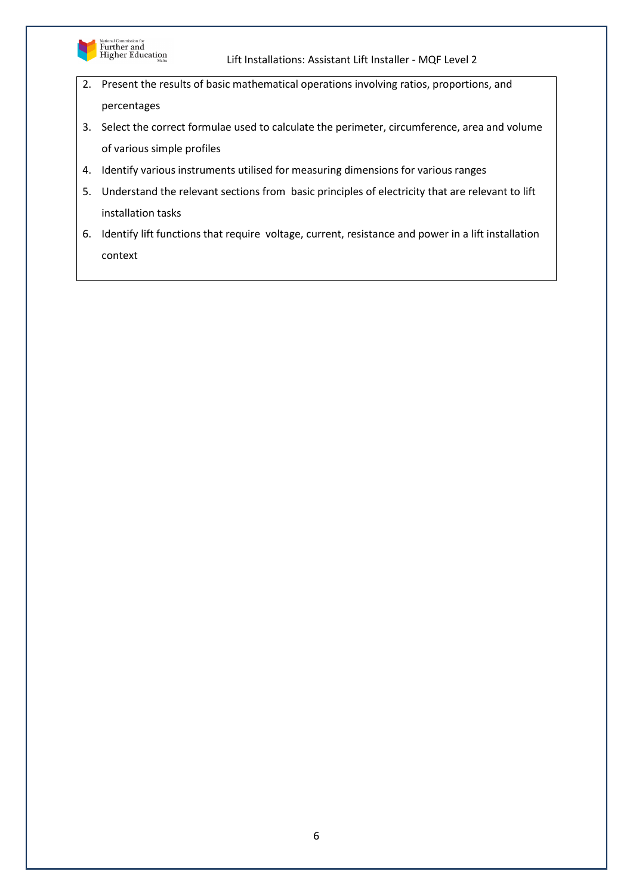2. Present the results of basic mathematical operations involving ratios, proportions, and percentages
3. Select the correct formulae used to calculate the perimeter, circumference, area and volume of various simple profiles
4. Identify various instruments utilised for measuring dimensions for various ranges
5. Understand the relevant sections from basic principles of electricity that are relevant to lift installation tasks
6. Identify lift functions that require voltage, current, resistance and power in a lift installation context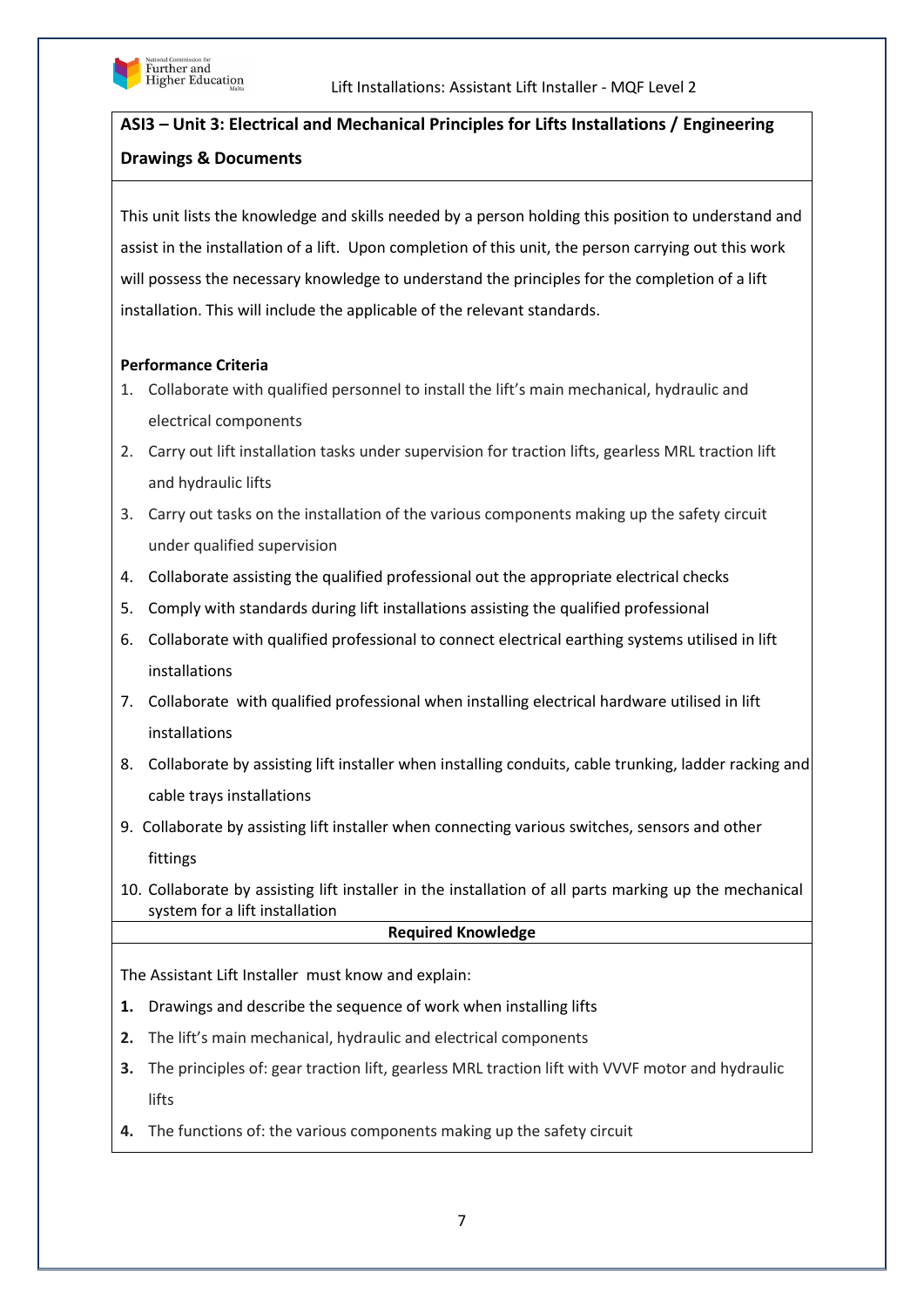## ASI3 – Unit 3: Electrical and Mechanical Principles for Lifts Installations / Engineering Drawings & Documents

This unit lists the knowledge and skills needed by a person holding this position to understand and assist in the installation of a lift. Upon completion of this unit, the person carrying out this work will possess the necessary knowledge to understand the principles for the completion of a lift installation. This will include the applicable of the relevant standards.

**Performance Criteria**

1. Collaborate with qualified personnel to install the lift's main mechanical, hydraulic and electrical components
2. Carry out lift installation tasks under supervision for traction lifts, gearless MRL traction lift and hydraulic lifts
3. Carry out tasks on the installation of the various components making up the safety circuit under qualified supervision
4. Collaborate assisting the qualified professional out the appropriate electrical checks
5. Comply with standards during lift installations assisting the qualified professional
6. Collaborate with qualified professional to connect electrical earthing systems utilised in lift installations
7. Collaborate with qualified professional when installing electrical hardware utilised in lift installations
8. Collaborate by assisting lift installer when installing conduits, cable trunking, ladder racking and cable trays installations
9. Collaborate by assisting lift installer when connecting various switches, sensors and other fittings
10. Collaborate by assisting lift installer in the installation of all parts marking up the mechanical system for a lift installation

**Required Knowledge**

The Assistant Lift Installer must know and explain:

1. Drawings and describe the sequence of work when installing lifts
2. The lift's main mechanical, hydraulic and electrical components
3. The principles of: gear traction lift, gearless MRL traction lift with VVVF motor and hydraulic lifts
4. The functions of: the various components making up the safety circuit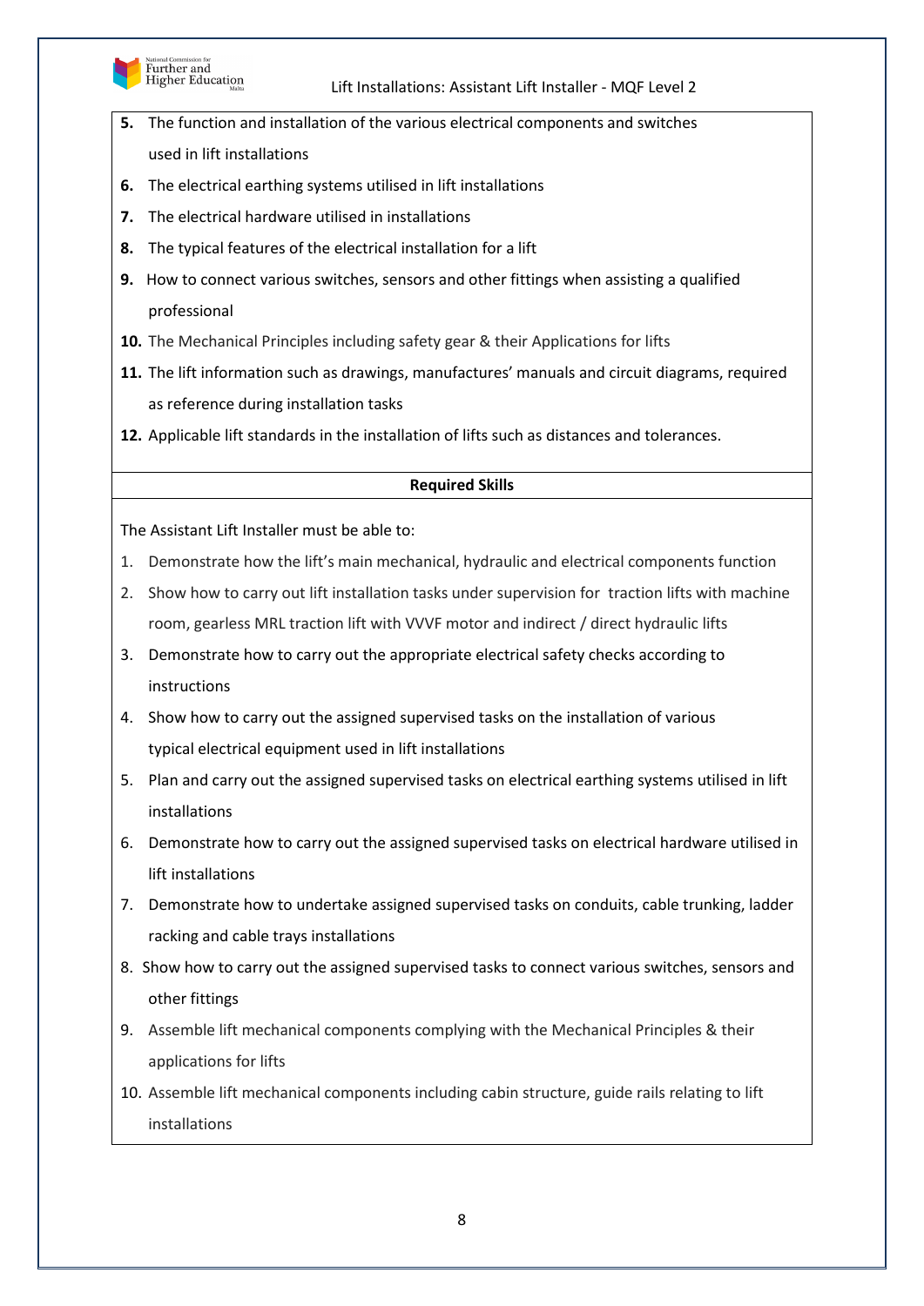**5.** The function and installation of the various electrical components and switches used in lift installations

**6.** The electrical earthing systems utilised in lift installations

**7.** The electrical hardware utilised in installations

**8.** The typical features of the electrical installation for a lift

**9.** How to connect various switches, sensors and other fittings when assisting a qualified professional

**10.** The Mechanical Principles including safety gear & their Applications for lifts

**11.** The lift information such as drawings, manufactures' manuals and circuit diagrams, required as reference during installation tasks

**12.** Applicable lift standards in the installation of lifts such as distances and tolerances.

**Required Skills**

The Assistant Lift Installer must be able to:

1. Demonstrate how the lift's main mechanical, hydraulic and electrical components function
2. Show how to carry out lift installation tasks under supervision for traction lifts with machine room, gearless MRL traction lift with VVVF motor and indirect / direct hydraulic lifts
3. Demonstrate how to carry out the appropriate electrical safety checks according to instructions
4. Show how to carry out the assigned supervised tasks on the installation of various typical electrical equipment used in lift installations
5. Plan and carry out the assigned supervised tasks on electrical earthing systems utilised in lift installations
6. Demonstrate how to carry out the assigned supervised tasks on electrical hardware utilised in lift installations
7. Demonstrate how to undertake assigned supervised tasks on conduits, cable trunking, ladder racking and cable trays installations
8. Show how to carry out the assigned supervised tasks to connect various switches, sensors and other fittings
9. Assemble lift mechanical components complying with the Mechanical Principles & their applications for lifts
10. Assemble lift mechanical components including cabin structure, guide rails relating to lift installations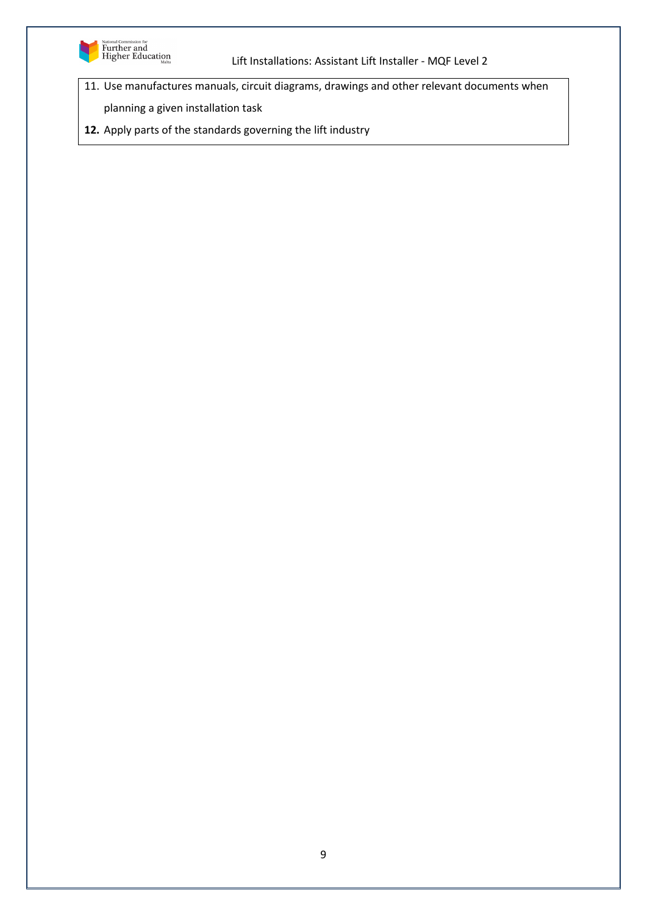11. Use manufactures manuals, circuit diagrams, drawings and other relevant documents when planning a given installation task
12. Apply parts of the standards governing the lift industry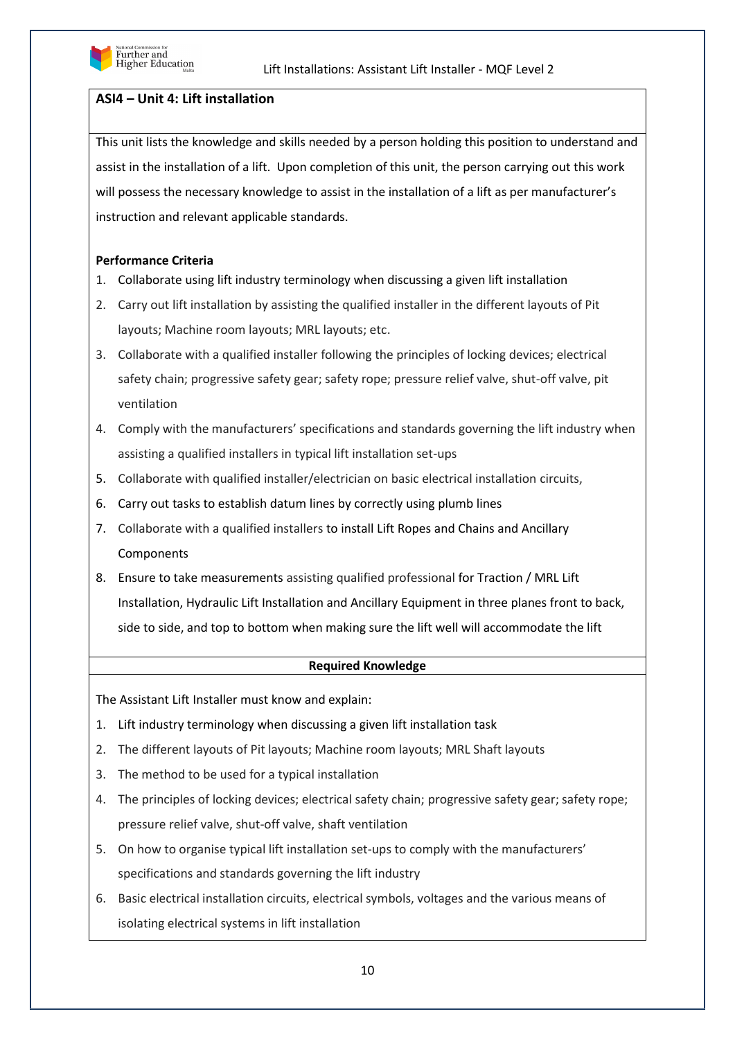**ASI4 – Unit 4: Lift installation**

This unit lists the knowledge and skills needed by a person holding this position to understand and assist in the installation of a lift. Upon completion of this unit, the person carrying out this work will possess the necessary knowledge to assist in the installation of a lift as per manufacturer's instruction and relevant applicable standards.

**Performance Criteria**

1. Collaborate using lift industry terminology when discussing a given lift installation
2. Carry out lift installation by assisting the qualified installer in the different layouts of Pit layouts; Machine room layouts; MRL layouts; etc.
3. Collaborate with a qualified installer following the principles of locking devices; electrical safety chain; progressive safety gear; safety rope; pressure relief valve, shut-off valve, pit ventilation
4. Comply with the manufacturers' specifications and standards governing the lift industry when assisting a qualified installers in typical lift installation set-ups
5. Collaborate with qualified installer/electrician on basic electrical installation circuits,
6. Carry out tasks to establish datum lines by correctly using plumb lines
7. Collaborate with a qualified installers to install Lift Ropes and Chains and Ancillary Components
8. Ensure to take measurements assisting qualified professional for Traction / MRL Lift Installation, Hydraulic Lift Installation and Ancillary Equipment in three planes front to back, side to side, and top to bottom when making sure the lift well will accommodate the lift

**Required Knowledge**

The Assistant Lift Installer must know and explain:

1. Lift industry terminology when discussing a given lift installation task
2. The different layouts of Pit layouts; Machine room layouts; MRL Shaft layouts
3. The method to be used for a typical installation
4. The principles of locking devices; electrical safety chain; progressive safety gear; safety rope; pressure relief valve, shut-off valve, shaft ventilation
5. On how to organise typical lift installation set-ups to comply with the manufacturers' specifications and standards governing the lift industry
6. Basic electrical installation circuits, electrical symbols, voltages and the various means of isolating electrical systems in lift installation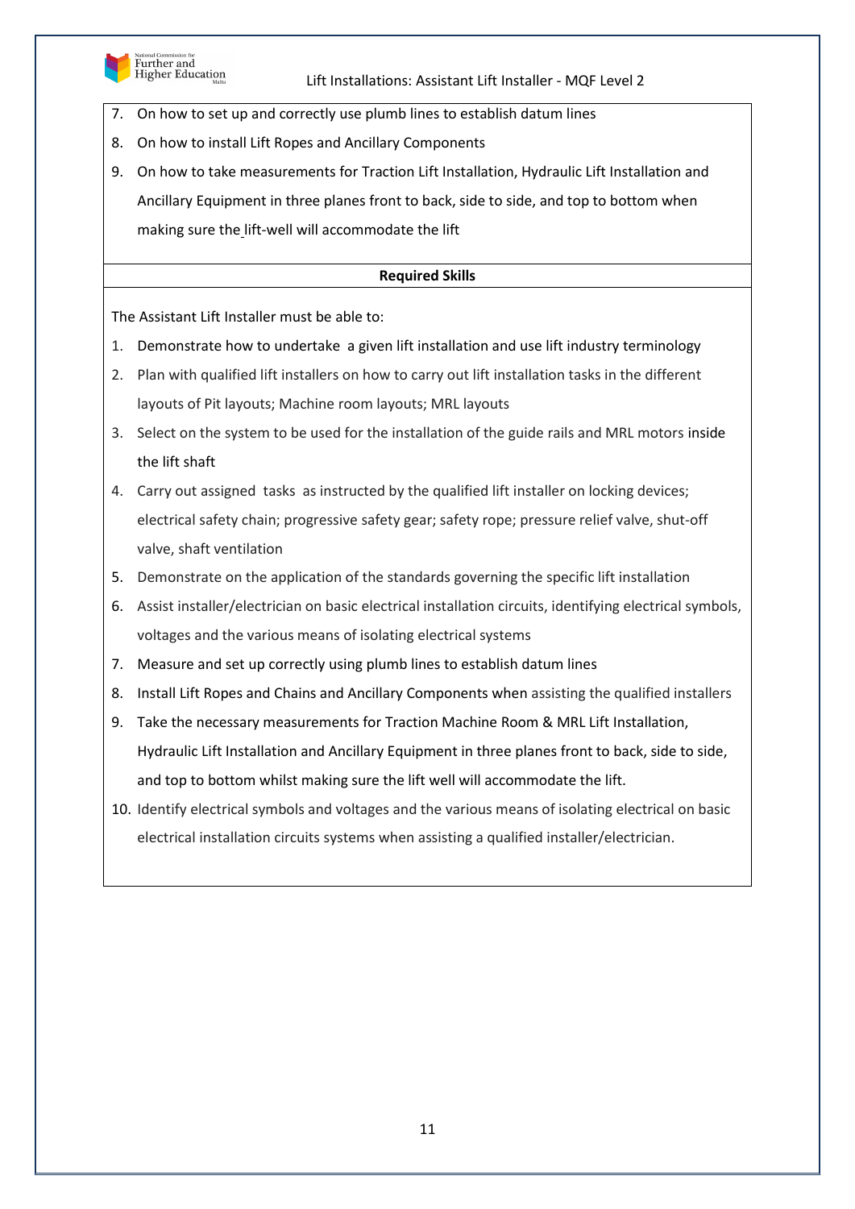7. On how to set up and correctly use plumb lines to establish datum lines
8. On how to install Lift Ropes and Ancillary Components
9. On how to take measurements for Traction Lift Installation, Hydraulic Lift Installation and Ancillary Equipment in three planes front to back, side to side, and top to bottom when making sure the lift-well will accommodate the lift

**Required Skills**

The Assistant Lift Installer must be able to:

1. Demonstrate how to undertake a given lift installation and use lift industry terminology
2. Plan with qualified lift installers on how to carry out lift installation tasks in the different layouts of Pit layouts; Machine room layouts; MRL layouts
3. Select on the system to be used for the installation of the guide rails and MRL motors inside the lift shaft
4. Carry out assigned tasks as instructed by the qualified lift installer on locking devices; electrical safety chain; progressive safety gear; safety rope; pressure relief valve, shut-off valve, shaft ventilation
5. Demonstrate on the application of the standards governing the specific lift installation
6. Assist installer/electrician on basic electrical installation circuits, identifying electrical symbols, voltages and the various means of isolating electrical systems
7. Measure and set up correctly using plumb lines to establish datum lines
8. Install Lift Ropes and Chains and Ancillary Components when assisting the qualified installers
9. Take the necessary measurements for Traction Machine Room & MRL Lift Installation, Hydraulic Lift Installation and Ancillary Equipment in three planes front to back, side to side, and top to bottom whilst making sure the lift well will accommodate the lift.
10. Identify electrical symbols and voltages and the various means of isolating electrical on basic electrical installation circuits systems when assisting a qualified installer/electrician.